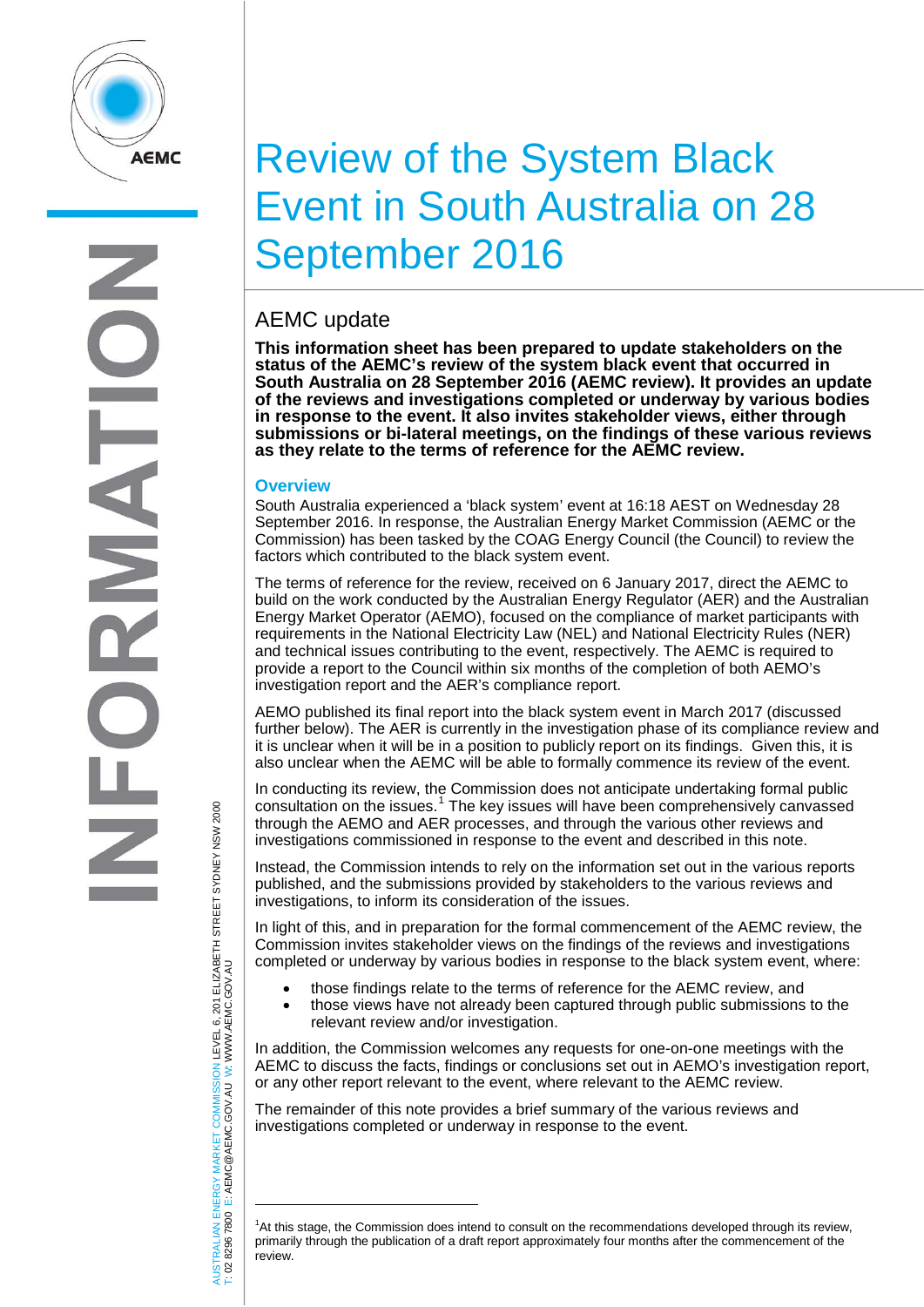// Review of the System Black Event in South Australia on 28 September 2016

## AEMC update

**This information sheet has been prepared to update stakeholders on the status of the AEMC's review of the system black event that occurred in South Australia on 28 September 2016 (AEMC review). It provides an update of the reviews and investigations completed or underway by various bodies in response to the event. It also invites stakeholder views, either through submissions or bi-lateral meetings, on the findings of these various reviews as they relate to the terms of reference for the AEMC review.**

### Overview

South Australia experienced a 'black system' event at 16:18 AEST on Wednesday 28 September 2016. In response, the Australian Energy Market Commission (AEMC or the Commission) has been tasked by the COAG Energy Council (the Council) to review the factors which contributed to the black system event.

The terms of reference for the review, received on 6 January 2017, direct the AEMC to build on the work conducted by the Australian Energy Regulator (AER) and the Australian Energy Market Operator (AEMO), focused on the compliance of market participants with requirements in the National Electricity Law (NEL) and National Electricity Rules (NER) and technical issues contributing to the event, respectively. The AEMC is required to provide a report to the Council within six months of the completion of both AEMO's investigation report and the AER's compliance report.

AEMO published its final report into the black system event in March 2017 (discussed further below). The AER is currently in the investigation phase of its compliance review and it is unclear when it will be in a position to publicly report on its findings. Given this, it is also unclear when the AEMC will be able to formally commence its review of the event.

In conducting its review, the Commission does not anticipate undertaking formal public consultation on the issues.[1] The key issues will have been comprehensively canvassed through the AEMO and AER processes, and through the various other reviews and investigations commissioned in response to the event and described in this note.

Instead, the Commission intends to rely on the information set out in the various reports published, and the submissions provided by stakeholders to the various reviews and investigations, to inform its consideration of the issues.

In light of this, and in preparation for the formal commencement of the AEMC review, the Commission invites stakeholder views on the findings of the reviews and investigations completed or underway by various bodies in response to the black system event, where:

- those findings relate to the terms of reference for the AEMC review, and
- those views have not already been captured through public submissions to the relevant review and/or investigation.

In addition, the Commission welcomes any requests for one-on-one meetings with the AEMC to discuss the facts, findings or conclusions set out in AEMO's investigation report, or any other report relevant to the event, where relevant to the AEMC review.

The remainder of this note provides a brief summary of the various reviews and investigations completed or underway in response to the event.

[1] At this stage, the Commission does intend to consult on the recommendations developed through its review, primarily through the publication of a draft report approximately four months after the commencement of the review.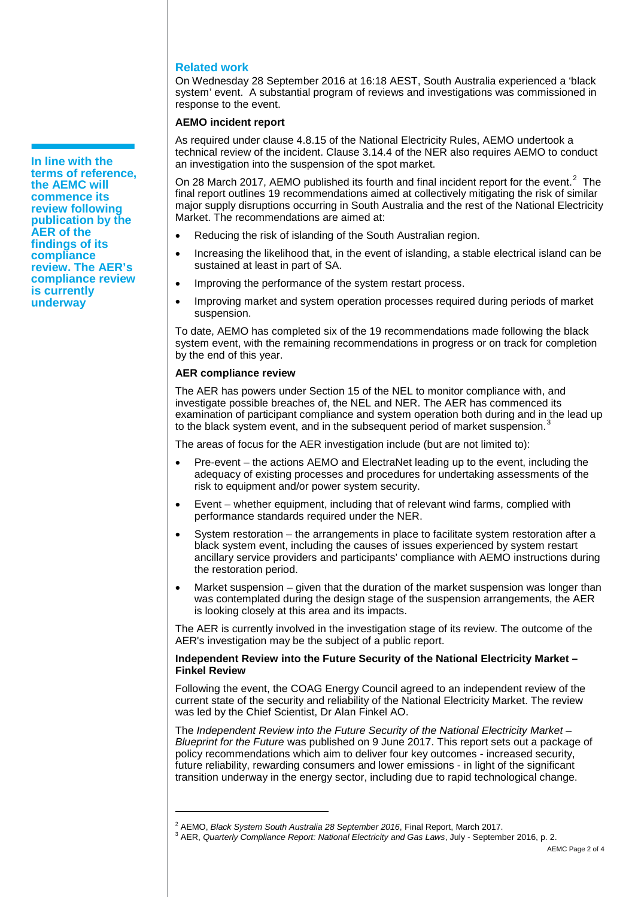**In line with the terms of reference, the AEMC will commence its review following publication by the AER of the findings of its compliance review. The AER's compliance review is currently underway**

## Related work

On Wednesday 28 September 2016 at 16:18 AEST, South Australia experienced a 'black system' event. A substantial program of reviews and investigations was commissioned in response to the event.

### AEMO incident report

As required under clause 4.8.15 of the National Electricity Rules, AEMO undertook a technical review of the incident. Clause 3.14.4 of the NER also requires AEMO to conduct an investigation into the suspension of the spot market.

On 28 March 2017, AEMO published its fourth and final incident report for the event.[2] The final report outlines 19 recommendations aimed at collectively mitigating the risk of similar major supply disruptions occurring in South Australia and the rest of the National Electricity Market. The recommendations are aimed at:

- Reducing the risk of islanding of the South Australian region.
- Increasing the likelihood that, in the event of islanding, a stable electrical island can be sustained at least in part of SA.
- Improving the performance of the system restart process.
- Improving market and system operation processes required during periods of market suspension.

To date, AEMO has completed six of the 19 recommendations made following the black system event, with the remaining recommendations in progress or on track for completion by the end of this year.

### AER compliance review

The AER has powers under Section 15 of the NEL to monitor compliance with, and investigate possible breaches of, the NEL and NER. The AER has commenced its examination of participant compliance and system operation both during and in the lead up to the black system event, and in the subsequent period of market suspension.[3]

The areas of focus for the AER investigation include (but are not limited to):

- Pre-event – the actions AEMO and ElectraNet leading up to the event, including the adequacy of existing processes and procedures for undertaking assessments of the risk to equipment and/or power system security.
- Event – whether equipment, including that of relevant wind farms, complied with performance standards required under the NER.
- System restoration – the arrangements in place to facilitate system restoration after a black system event, including the causes of issues experienced by system restart ancillary service providers and participants' compliance with AEMO instructions during the restoration period.
- Market suspension – given that the duration of the market suspension was longer than was contemplated during the design stage of the suspension arrangements, the AER is looking closely at this area and its impacts.

The AER is currently involved in the investigation stage of its review. The outcome of the AER's investigation may be the subject of a public report.

### Independent Review into the Future Security of the National Electricity Market – Finkel Review

Following the event, the COAG Energy Council agreed to an independent review of the current state of the security and reliability of the National Electricity Market. The review was led by the Chief Scientist, Dr Alan Finkel AO.

The *Independent Review into the Future Security of the National Electricity Market – Blueprint for the Future* was published on 9 June 2017. This report sets out a package of policy recommendations which aim to deliver four key outcomes - increased security, future reliability, rewarding consumers and lower emissions - in light of the significant transition underway in the energy sector, including due to rapid technological change.

---

[2] AEMO, *Black System South Australia 28 September 2016*, Final Report, March 2017.

[3] AER, *Quarterly Compliance Report: National Electricity and Gas Laws*, July - September 2016, p. 2.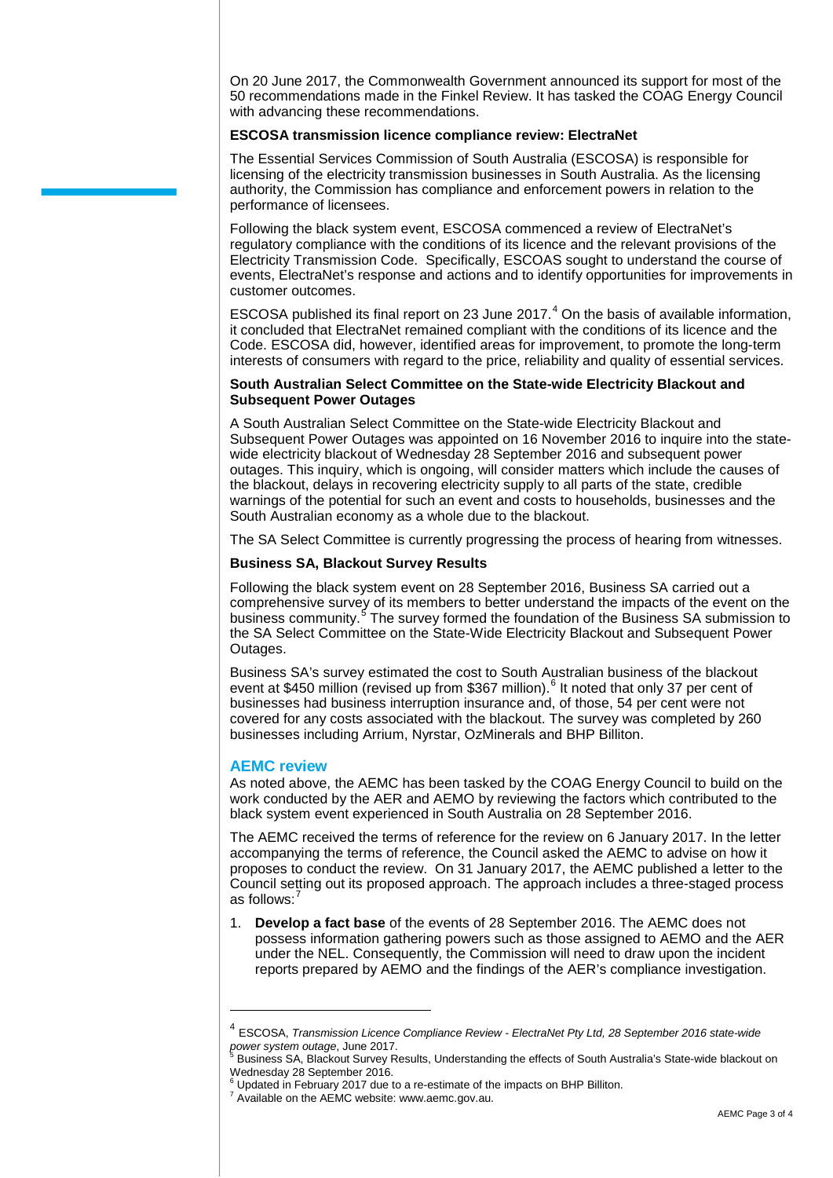On 20 June 2017, the Commonwealth Government announced its support for most of the 50 recommendations made in the Finkel Review. It has tasked the COAG Energy Council with advancing these recommendations.

**ESCOSA transmission licence compliance review: ElectraNet**

The Essential Services Commission of South Australia (ESCOSA) is responsible for licensing of the electricity transmission businesses in South Australia. As the licensing authority, the Commission has compliance and enforcement powers in relation to the performance of licensees.

Following the black system event, ESCOSA commenced a review of ElectraNet's regulatory compliance with the conditions of its licence and the relevant provisions of the Electricity Transmission Code. Specifically, ESCOAS sought to understand the course of events, ElectraNet's response and actions and to identify opportunities for improvements in customer outcomes.

ESCOSA published its final report on 23 June 2017.[4] On the basis of available information, it concluded that ElectraNet remained compliant with the conditions of its licence and the Code. ESCOSA did, however, identified areas for improvement, to promote the long-term interests of consumers with regard to the price, reliability and quality of essential services.

**South Australian Select Committee on the State-wide Electricity Blackout and Subsequent Power Outages**

A South Australian Select Committee on the State-wide Electricity Blackout and Subsequent Power Outages was appointed on 16 November 2016 to inquire into the state-wide electricity blackout of Wednesday 28 September 2016 and subsequent power outages. This inquiry, which is ongoing, will consider matters which include the causes of the blackout, delays in recovering electricity supply to all parts of the state, credible warnings of the potential for such an event and costs to households, businesses and the South Australian economy as a whole due to the blackout.

The SA Select Committee is currently progressing the process of hearing from witnesses.

**Business SA, Blackout Survey Results**

Following the black system event on 28 September 2016, Business SA carried out a comprehensive survey of its members to better understand the impacts of the event on the business community.[5] The survey formed the foundation of the Business SA submission to the SA Select Committee on the State-Wide Electricity Blackout and Subsequent Power Outages.

Business SA's survey estimated the cost to South Australian business of the blackout event at $450 million (revised up from $367 million).[6] It noted that only 37 per cent of businesses had business interruption insurance and, of those, 54 per cent were not covered for any costs associated with the blackout. The survey was completed by 260 businesses including Arrium, Nyrstar, OzMinerals and BHP Billiton.

## AEMC review

As noted above, the AEMC has been tasked by the COAG Energy Council to build on the work conducted by the AER and AEMO by reviewing the factors which contributed to the black system event experienced in South Australia on 28 September 2016.

The AEMC received the terms of reference for the review on 6 January 2017. In the letter accompanying the terms of reference, the Council asked the AEMC to advise on how it proposes to conduct the review. On 31 January 2017, the AEMC published a letter to the Council setting out its proposed approach. The approach includes a three-staged process as follows:[7]

1. **Develop a fact base** of the events of 28 September 2016. The AEMC does not possess information gathering powers such as those assigned to AEMO and the AER under the NEL. Consequently, the Commission will need to draw upon the incident reports prepared by AEMO and the findings of the AER's compliance investigation.

---

[4] ESCOSA, *Transmission Licence Compliance Review - ElectraNet Pty Ltd, 28 September 2016 state-wide power system outage*, June 2017.

[5] Business SA, Blackout Survey Results, Understanding the effects of South Australia's State-wide blackout on Wednesday 28 September 2016.

[6] Updated in February 2017 due to a re-estimate of the impacts on BHP Billiton.

[7] Available on the AEMC website: www.aemc.gov.au.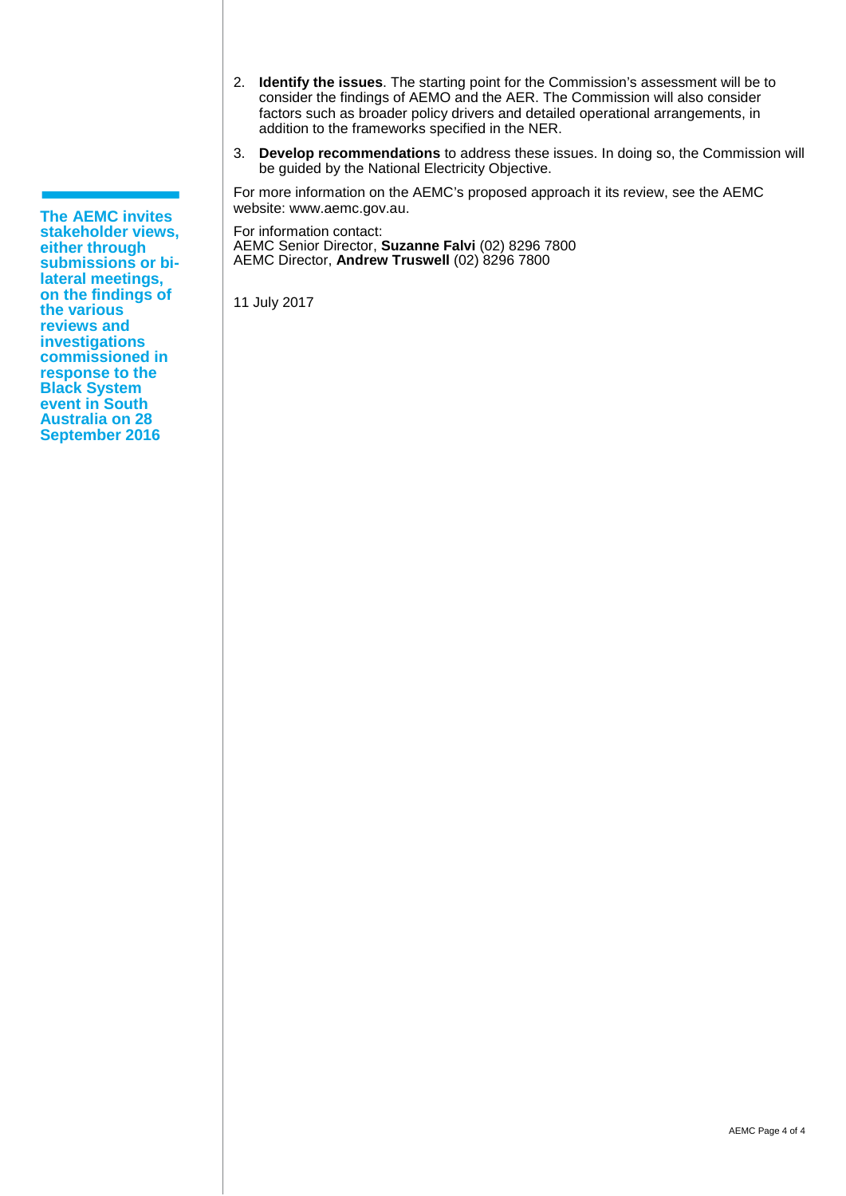**The AEMC invites stakeholder views, either through submissions or bi-lateral meetings, on the findings of the various reviews and investigations commissioned in response to the Black System event in South Australia on 28 September 2016**

2. **Identify the issues**. The starting point for the Commission's assessment will be to consider the findings of AEMO and the AER. The Commission will also consider factors such as broader policy drivers and detailed operational arrangements, in addition to the frameworks specified in the NER.

3. **Develop recommendations** to address these issues. In doing so, the Commission will be guided by the National Electricity Objective.

For more information on the AEMC's proposed approach it its review, see the AEMC website: www.aemc.gov.au.

For information contact:
AEMC Senior Director, **Suzanne Falvi** (02) 8296 7800
AEMC Director, **Andrew Truswell** (02) 8296 7800

11 July 2017